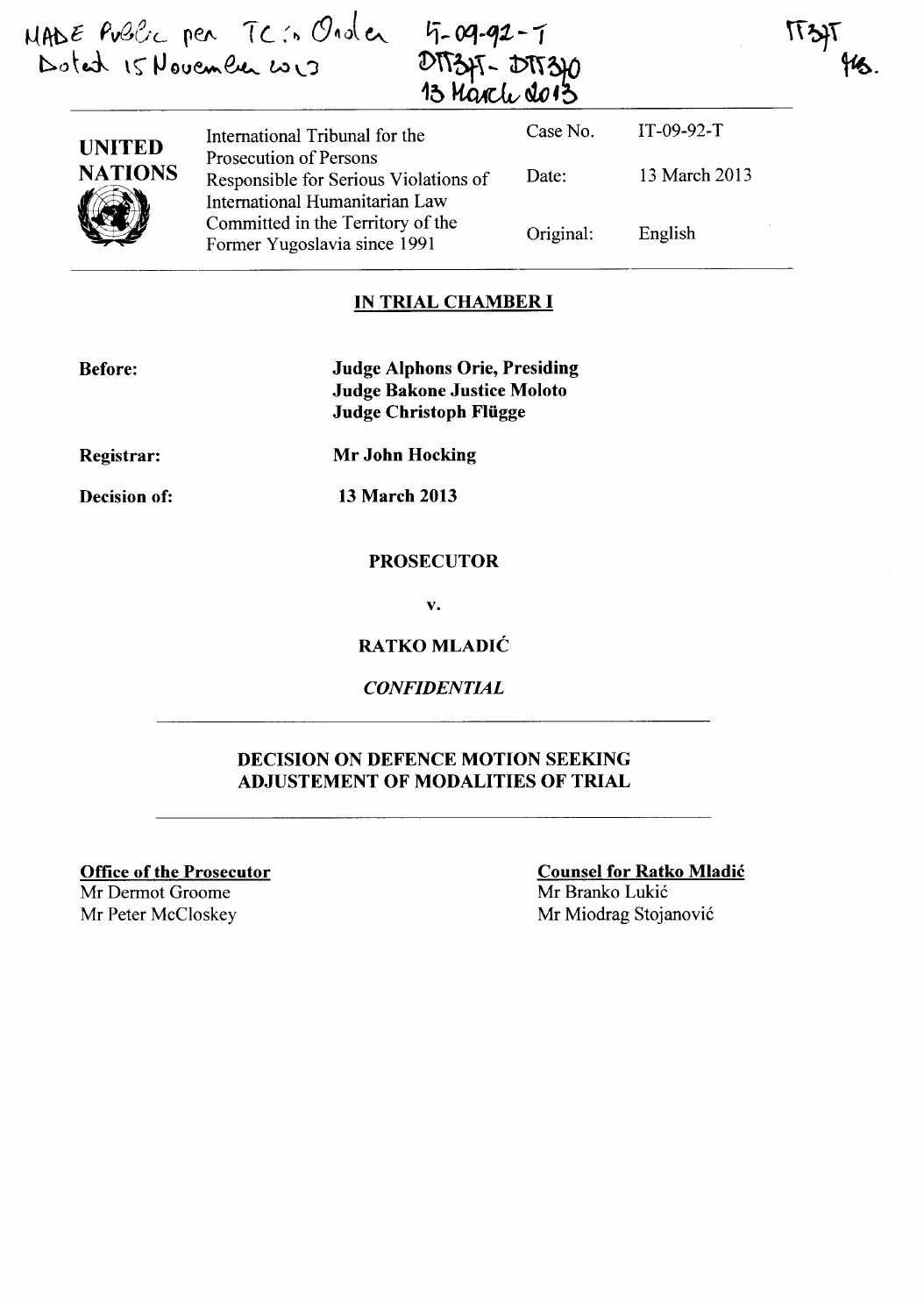MADE Public per TC's Order IT-09-92-T
Dated 15 November 2013 D11347 - D11340
13 March 2013

11347
MS.

| UNITED NATIONS | International Tribunal for the Prosecution of Persons Responsible for Serious Violations of International Humanitarian Law Committed in the Territory of the Former Yugoslavia since 1991 | Case No. | IT-09-92-T |
|---|---|---|---|
| | | Date: | 13 March 2013 |
| | | Original: | English |

**IN TRIAL CHAMBER I**

**Before:**

**Judge Alphons Orie, Presiding**
**Judge Bakone Justice Moloto**
**Judge Christoph Flügge**

**Registrar:** **Mr John Hocking**

**Decision of:** **13 March 2013**

**PROSECUTOR**

**v.**

**RATKO MLADIĆ**

***CONFIDENTIAL***

**DECISION ON DEFENCE MOTION SEEKING ADJUSTEMENT OF MODALITIES OF TRIAL**

**Office of the Prosecutor**
Mr Dermot Groome
Mr Peter McCloskey

**Counsel for Ratko Mladić**
Mr Branko Lukić
Mr Miodrag Stojanović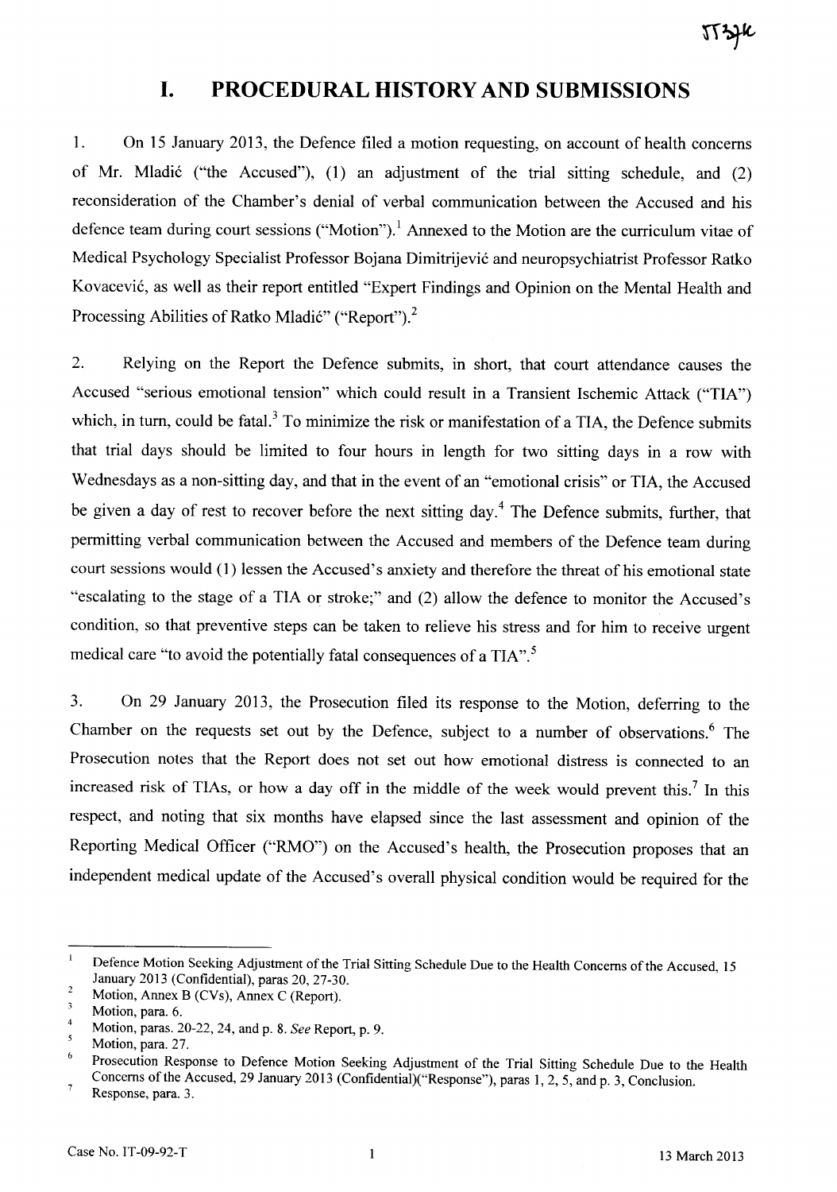# I. PROCEDURAL HISTORY AND SUBMISSIONS

1. On 15 January 2013, the Defence filed a motion requesting, on account of health concerns of Mr. Mladić ("the Accused"), (1) an adjustment of the trial sitting schedule, and (2) reconsideration of the Chamber's denial of verbal communication between the Accused and his defence team during court sessions ("Motion").[1] Annexed to the Motion are the curriculum vitae of Medical Psychology Specialist Professor Bojana Dimitrijević and neuropsychiatrist Professor Ratko Kovacević, as well as their report entitled "Expert Findings and Opinion on the Mental Health and Processing Abilities of Ratko Mladić" ("Report").[2]

2. Relying on the Report the Defence submits, in short, that court attendance causes the Accused "serious emotional tension" which could result in a Transient Ischemic Attack ("TIA") which, in turn, could be fatal.[3] To minimize the risk or manifestation of a TIA, the Defence submits that trial days should be limited to four hours in length for two sitting days in a row with Wednesdays as a non-sitting day, and that in the event of an "emotional crisis" or TIA, the Accused be given a day of rest to recover before the next sitting day.[4] The Defence submits, further, that permitting verbal communication between the Accused and members of the Defence team during court sessions would (1) lessen the Accused's anxiety and therefore the threat of his emotional state "escalating to the stage of a TIA or stroke;" and (2) allow the defence to monitor the Accused's condition, so that preventive steps can be taken to relieve his stress and for him to receive urgent medical care "to avoid the potentially fatal consequences of a TIA".[5]

3. On 29 January 2013, the Prosecution filed its response to the Motion, deferring to the Chamber on the requests set out by the Defence, subject to a number of observations.[6] The Prosecution notes that the Report does not set out how emotional distress is connected to an increased risk of TIAs, or how a day off in the middle of the week would prevent this.[7] In this respect, and noting that six months have elapsed since the last assessment and opinion of the Reporting Medical Officer ("RMO") on the Accused's health, the Prosecution proposes that an independent medical update of the Accused's overall physical condition would be required for the

---

[1] Defence Motion Seeking Adjustment of the Trial Sitting Schedule Due to the Health Concerns of the Accused, 15 January 2013 (Confidential), paras 20, 27-30.

[2] Motion, Annex B (CVs), Annex C (Report).

[3] Motion, para. 6.

[4] Motion, paras. 20-22, 24, and p. 8. *See* Report, p. 9.

[5] Motion, para. 27.

[6] Prosecution Response to Defence Motion Seeking Adjustment of the Trial Sitting Schedule Due to the Health Concerns of the Accused, 29 January 2013 (Confidential)("Response"), paras 1, 2, 5, and p. 3, Conclusion.

[7] Response, para. 3.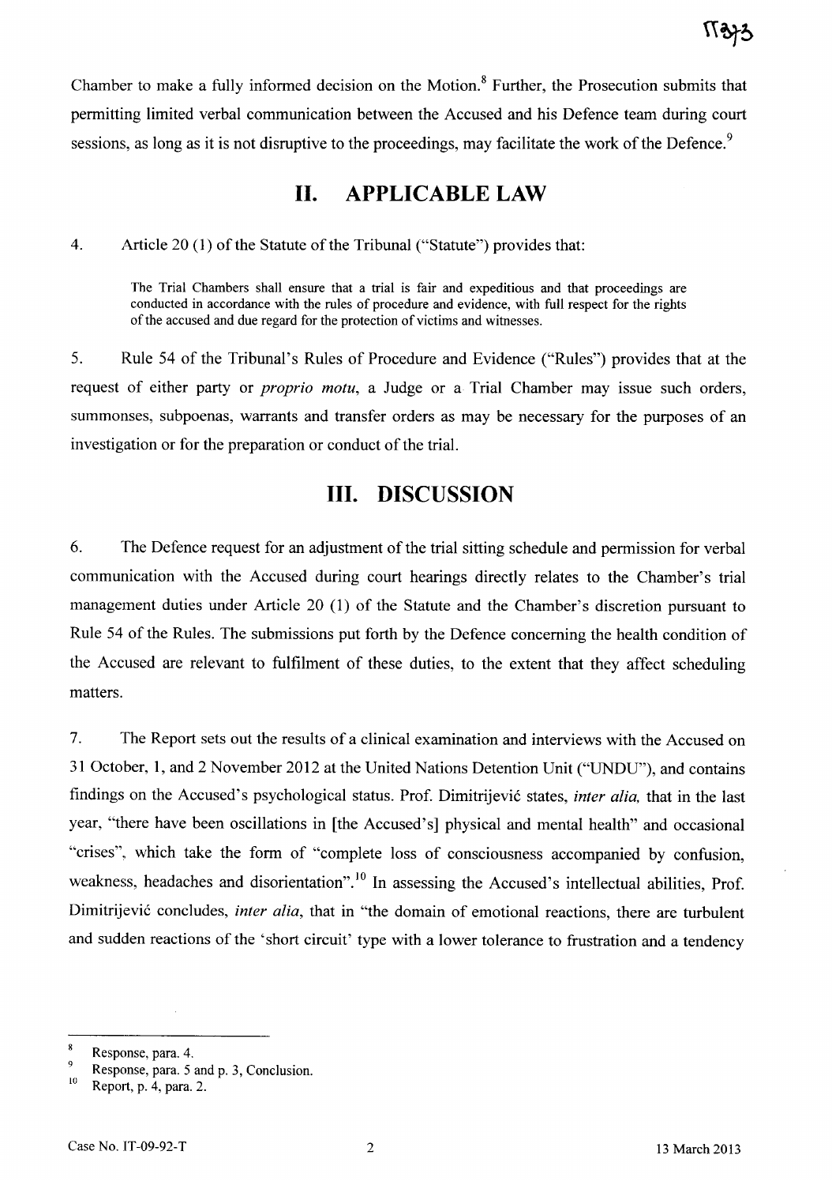Chamber to make a fully informed decision on the Motion.[8] Further, the Prosecution submits that permitting limited verbal communication between the Accused and his Defence team during court sessions, as long as it is not disruptive to the proceedings, may facilitate the work of the Defence.[9]

# II. APPLICABLE LAW

4. Article 20 (1) of the Statute of the Tribunal ("Statute") provides that:

> The Trial Chambers shall ensure that a trial is fair and expeditious and that proceedings are conducted in accordance with the rules of procedure and evidence, with full respect for the rights of the accused and due regard for the protection of victims and witnesses.

5. Rule 54 of the Tribunal's Rules of Procedure and Evidence ("Rules") provides that at the request of either party or *proprio motu*, a Judge or a Trial Chamber may issue such orders, summonses, subpoenas, warrants and transfer orders as may be necessary for the purposes of an investigation or for the preparation or conduct of the trial.

# III. DISCUSSION

6. The Defence request for an adjustment of the trial sitting schedule and permission for verbal communication with the Accused during court hearings directly relates to the Chamber's trial management duties under Article 20 (1) of the Statute and the Chamber's discretion pursuant to Rule 54 of the Rules. The submissions put forth by the Defence concerning the health condition of the Accused are relevant to fulfilment of these duties, to the extent that they affect scheduling matters.

7. The Report sets out the results of a clinical examination and interviews with the Accused on 31 October, 1, and 2 November 2012 at the United Nations Detention Unit ("UNDU"), and contains findings on the Accused's psychological status. Prof. Dimitrijević states, *inter alia*, that in the last year, "there have been oscillations in [the Accused's] physical and mental health" and occasional "crises", which take the form of "complete loss of consciousness accompanied by confusion, weakness, headaches and disorientation".[10] In assessing the Accused's intellectual abilities, Prof. Dimitrijević concludes, *inter alia*, that in "the domain of emotional reactions, there are turbulent and sudden reactions of the 'short circuit' type with a lower tolerance to frustration and a tendency

---

[8] Response, para. 4.

[9] Response, para. 5 and p. 3, Conclusion.

[10] Report, p. 4, para. 2.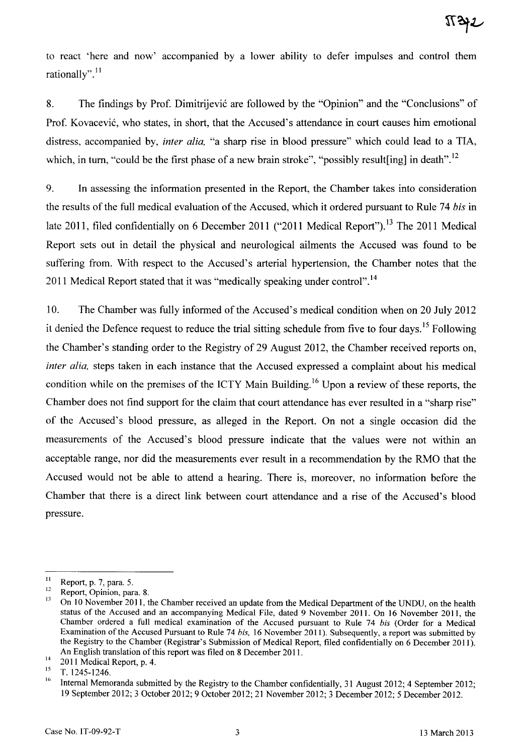to react 'here and now' accompanied by a lower ability to defer impulses and control them rationally".[11]

8. The findings by Prof. Dimitrijević are followed by the "Opinion" and the "Conclusions" of Prof. Kovacević, who states, in short, that the Accused's attendance in court causes him emotional distress, accompanied by, *inter alia,* "a sharp rise in blood pressure" which could lead to a TIA, which, in turn, "could be the first phase of a new brain stroke", "possibly result[ing] in death".[12]

9. In assessing the information presented in the Report, the Chamber takes into consideration the results of the full medical evaluation of the Accused, which it ordered pursuant to Rule 74 *bis* in late 2011, filed confidentially on 6 December 2011 ("2011 Medical Report").[13] The 2011 Medical Report sets out in detail the physical and neurological ailments the Accused was found to be suffering from. With respect to the Accused's arterial hypertension, the Chamber notes that the 2011 Medical Report stated that it was "medically speaking under control".[14]

10. The Chamber was fully informed of the Accused's medical condition when on 20 July 2012 it denied the Defence request to reduce the trial sitting schedule from five to four days.[15] Following the Chamber's standing order to the Registry of 29 August 2012, the Chamber received reports on, *inter alia,* steps taken in each instance that the Accused expressed a complaint about his medical condition while on the premises of the ICTY Main Building.[16] Upon a review of these reports, the Chamber does not find support for the claim that court attendance has ever resulted in a "sharp rise" of the Accused's blood pressure, as alleged in the Report. On not a single occasion did the measurements of the Accused's blood pressure indicate that the values were not within an acceptable range, nor did the measurements ever result in a recommendation by the RMO that the Accused would not be able to attend a hearing. There is, moreover, no information before the Chamber that there is a direct link between court attendance and a rise of the Accused's blood pressure.

---

[11] Report, p. 7, para. 5.

[12] Report, Opinion, para. 8.

[13] On 10 November 2011, the Chamber received an update from the Medical Department of the UNDU, on the health status of the Accused and an accompanying Medical File, dated 9 November 2011. On 16 November 2011, the Chamber ordered a full medical examination of the Accused pursuant to Rule 74 *bis* (Order for a Medical Examination of the Accused Pursuant to Rule 74 *bis,* 16 November 2011). Subsequently, a report was submitted by the Registry to the Chamber (Registrar's Submission of Medical Report, filed confidentially on 6 December 2011). An English translation of this report was filed on 8 December 2011.

[14] 2011 Medical Report, p. 4.

[15] T. 1245-1246.

[16] Internal Memoranda submitted by the Registry to the Chamber confidentially, 31 August 2012; 4 September 2012; 19 September 2012; 3 October 2012; 9 October 2012; 21 November 2012; 3 December 2012; 5 December 2012.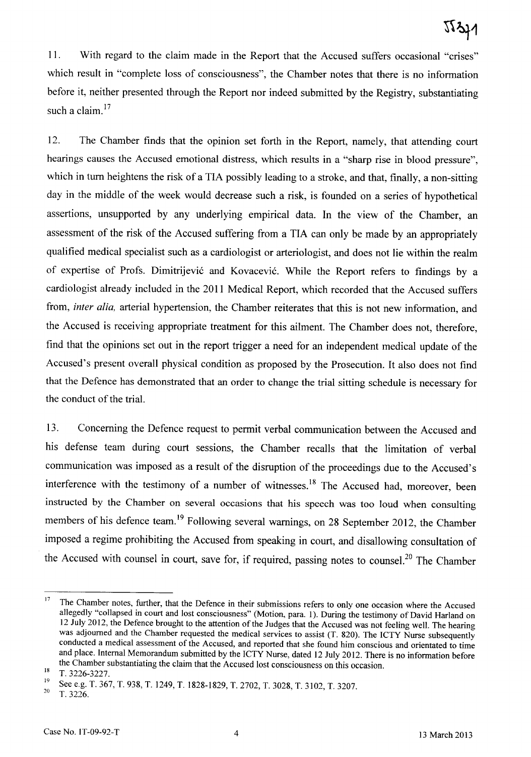11. With regard to the claim made in the Report that the Accused suffers occasional "crises" which result in "complete loss of consciousness", the Chamber notes that there is no information before it, neither presented through the Report nor indeed submitted by the Registry, substantiating such a claim.[17]

12. The Chamber finds that the opinion set forth in the Report, namely, that attending court hearings causes the Accused emotional distress, which results in a "sharp rise in blood pressure", which in turn heightens the risk of a TIA possibly leading to a stroke, and that, finally, a non-sitting day in the middle of the week would decrease such a risk, is founded on a series of hypothetical assertions, unsupported by any underlying empirical data. In the view of the Chamber, an assessment of the risk of the Accused suffering from a TIA can only be made by an appropriately qualified medical specialist such as a cardiologist or arteriologist, and does not lie within the realm of expertise of Profs. Dimitrijević and Kovacević. While the Report refers to findings by a cardiologist already included in the 2011 Medical Report, which recorded that the Accused suffers from, *inter alia*, arterial hypertension, the Chamber reiterates that this is not new information, and the Accused is receiving appropriate treatment for this ailment. The Chamber does not, therefore, find that the opinions set out in the report trigger a need for an independent medical update of the Accused's present overall physical condition as proposed by the Prosecution. It also does not find that the Defence has demonstrated that an order to change the trial sitting schedule is necessary for the conduct of the trial.

13. Concerning the Defence request to permit verbal communication between the Accused and his defense team during court sessions, the Chamber recalls that the limitation of verbal communication was imposed as a result of the disruption of the proceedings due to the Accused's interference with the testimony of a number of witnesses.[18] The Accused had, moreover, been instructed by the Chamber on several occasions that his speech was too loud when consulting members of his defence team.[19] Following several warnings, on 28 September 2012, the Chamber imposed a regime prohibiting the Accused from speaking in court, and disallowing consultation of the Accused with counsel in court, save for, if required, passing notes to counsel.[20] The Chamber

---

[17] The Chamber notes, further, that the Defence in their submissions refers to only one occasion where the Accused allegedly "collapsed in court and lost consciousness" (Motion, para. 1). During the testimony of David Harland on 12 July 2012, the Defence brought to the attention of the Judges that the Accused was not feeling well. The hearing was adjourned and the Chamber requested the medical services to assist (T. 820). The ICTY Nurse subsequently conducted a medical assessment of the Accused, and reported that she found him conscious and orientated to time and place. Internal Memorandum submitted by the ICTY Nurse, dated 12 July 2012. There is no information before the Chamber substantiating the claim that the Accused lost consciousness on this occasion.

[18] T. 3226-3227.

[19] See e.g. T. 367, T. 938, T. 1249, T. 1828-1829, T. 2702, T. 3028, T. 3102, T. 3207.

[20] T. 3226.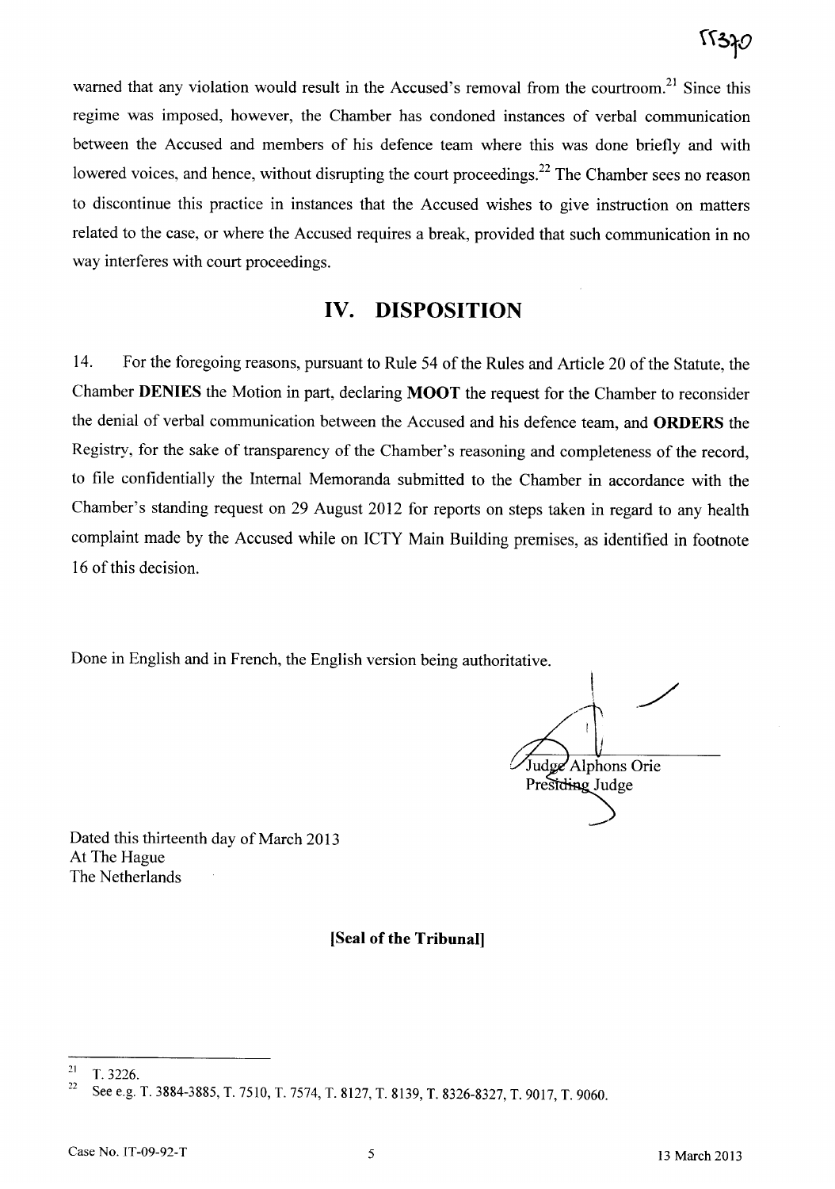warned that any violation would result in the Accused's removal from the courtroom.[21] Since this regime was imposed, however, the Chamber has condoned instances of verbal communication between the Accused and members of his defence team where this was done briefly and with lowered voices, and hence, without disrupting the court proceedings.[22] The Chamber sees no reason to discontinue this practice in instances that the Accused wishes to give instruction on matters related to the case, or where the Accused requires a break, provided that such communication in no way interferes with court proceedings.

## IV. DISPOSITION

14. For the foregoing reasons, pursuant to Rule 54 of the Rules and Article 20 of the Statute, the Chamber **DENIES** the Motion in part, declaring **MOOT** the request for the Chamber to reconsider the denial of verbal communication between the Accused and his defence team, and **ORDERS** the Registry, for the sake of transparency of the Chamber's reasoning and completeness of the record, to file confidentially the Internal Memoranda submitted to the Chamber in accordance with the Chamber's standing request on 29 August 2012 for reports on steps taken in regard to any health complaint made by the Accused while on ICTY Main Building premises, as identified in footnote 16 of this decision.

Done in English and in French, the English version being authoritative.

Judge Alphons Orie
Presiding Judge

Dated this thirteenth day of March 2013
At The Hague
The Netherlands

**[Seal of the Tribunal]**

---

[21] T. 3226.

[22] See e.g. T. 3884-3885, T. 7510, T. 7574, T. 8127, T. 8139, T. 8326-8327, T. 9017, T. 9060.